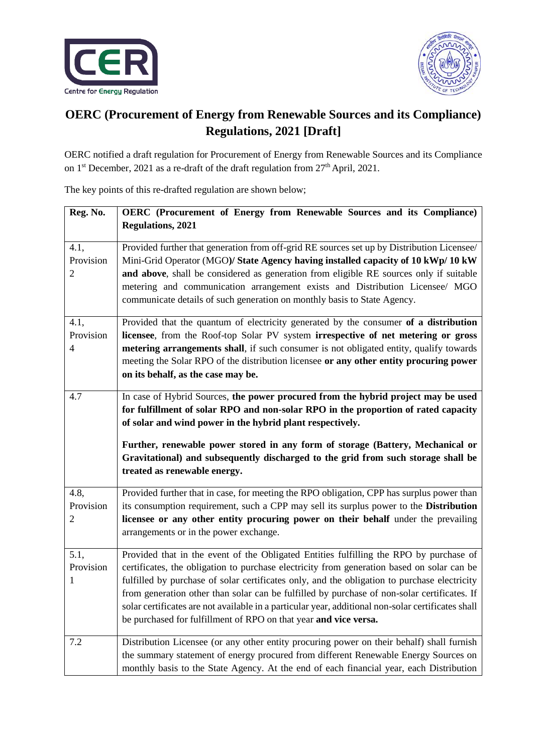# OERC (Procurement of Energy from Renewable Sources and its Compliance) Regulations, 2021 [Draft]

OERC notified a draft regulation for Procurement of Energy from Renewable Sources and its Compliance on 1st December, 2021 as a re-draft of the draft regulation from 27th April, 2021.

The key points of this re-drafted regulation are shown below;

| Reg. No. | OERC (Procurement of Energy from Renewable Sources and its Compliance) Regulations, 2021 |
|---|---|
| 4.1, Provision 2 | Provided further that generation from off-grid RE sources set up by Distribution Licensee/ Mini-Grid Operator (MGO)**/ State Agency having installed capacity of 10 kWp/ 10 kW and above**, shall be considered as generation from eligible RE sources only if suitable metering and communication arrangement exists and Distribution Licensee/ MGO communicate details of such generation on monthly basis to State Agency. |
| 4.1, Provision 4 | Provided that the quantum of electricity generated by the consumer **of a distribution licensee**, from the Roof-top Solar PV system **irrespective of net metering or gross metering arrangements shall**, if such consumer is not obligated entity, qualify towards meeting the Solar RPO of the distribution licensee **or any other entity procuring power on its behalf, as the case may be.** |
| 4.7 | In case of Hybrid Sources, **the power procured from the hybrid project may be used for fulfillment of solar RPO and non-solar RPO in the proportion of rated capacity of solar and wind power in the hybrid plant respectively.**<br><br>**Further, renewable power stored in any form of storage (Battery, Mechanical or Gravitational) and subsequently discharged to the grid from such storage shall be treated as renewable energy.** |
| 4.8, Provision 2 | Provided further that in case, for meeting the RPO obligation, CPP has surplus power than its consumption requirement, such a CPP may sell its surplus power to the **Distribution licensee or any other entity procuring power on their behalf** under the prevailing arrangements or in the power exchange. |
| 5.1, Provision 1 | Provided that in the event of the Obligated Entities fulfilling the RPO by purchase of certificates, the obligation to purchase electricity from generation based on solar can be fulfilled by purchase of solar certificates only, and the obligation to purchase electricity from generation other than solar can be fulfilled by purchase of non-solar certificates. If solar certificates are not available in a particular year, additional non-solar certificates shall be purchased for fulfillment of RPO on that year **and vice versa.** |
| 7.2 | Distribution Licensee (or any other entity procuring power on their behalf) shall furnish the summary statement of energy procured from different Renewable Energy Sources on monthly basis to the State Agency. At the end of each financial year, each Distribution |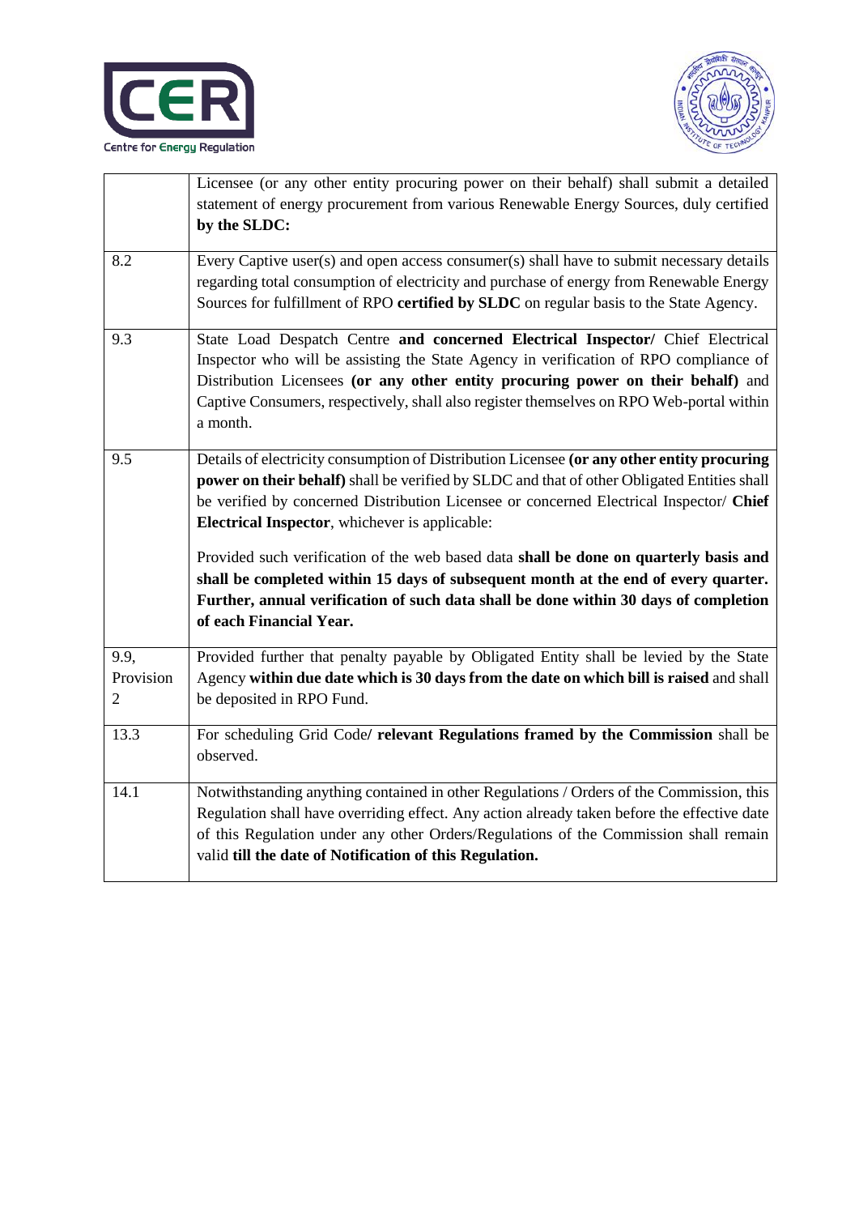| | |
|---|---|
| | Licensee (or any other entity procuring power on their behalf) shall submit a detailed statement of energy procurement from various Renewable Energy Sources, duly certified **by the SLDC:** |
| 8.2 | Every Captive user(s) and open access consumer(s) shall have to submit necessary details regarding total consumption of electricity and purchase of energy from Renewable Energy Sources for fulfillment of RPO **certified by SLDC** on regular basis to the State Agency. |
| 9.3 | State Load Despatch Centre **and concerned Electrical Inspector/** Chief Electrical Inspector who will be assisting the State Agency in verification of RPO compliance of Distribution Licensees **(or any other entity procuring power on their behalf)** and Captive Consumers, respectively, shall also register themselves on RPO Web-portal within a month. |
| 9.5 | Details of electricity consumption of Distribution Licensee **(or any other entity procuring power on their behalf)** shall be verified by SLDC and that of other Obligated Entities shall be verified by concerned Distribution Licensee or concerned Electrical Inspector/ **Chief Electrical Inspector**, whichever is applicable:<br><br>Provided such verification of the web based data **shall be done on quarterly basis and shall be completed within 15 days of subsequent month at the end of every quarter. Further, annual verification of such data shall be done within 30 days of completion of each Financial Year.** |
| 9.9, Provision 2 | Provided further that penalty payable by Obligated Entity shall be levied by the State Agency **within due date which is 30 days from the date on which bill is raised** and shall be deposited in RPO Fund. |
| 13.3 | For scheduling Grid Code**/ relevant Regulations framed by the Commission** shall be observed. |
| 14.1 | Notwithstanding anything contained in other Regulations / Orders of the Commission, this Regulation shall have overriding effect. Any action already taken before the effective date of this Regulation under any other Orders/Regulations of the Commission shall remain valid **till the date of Notification of this Regulation.** |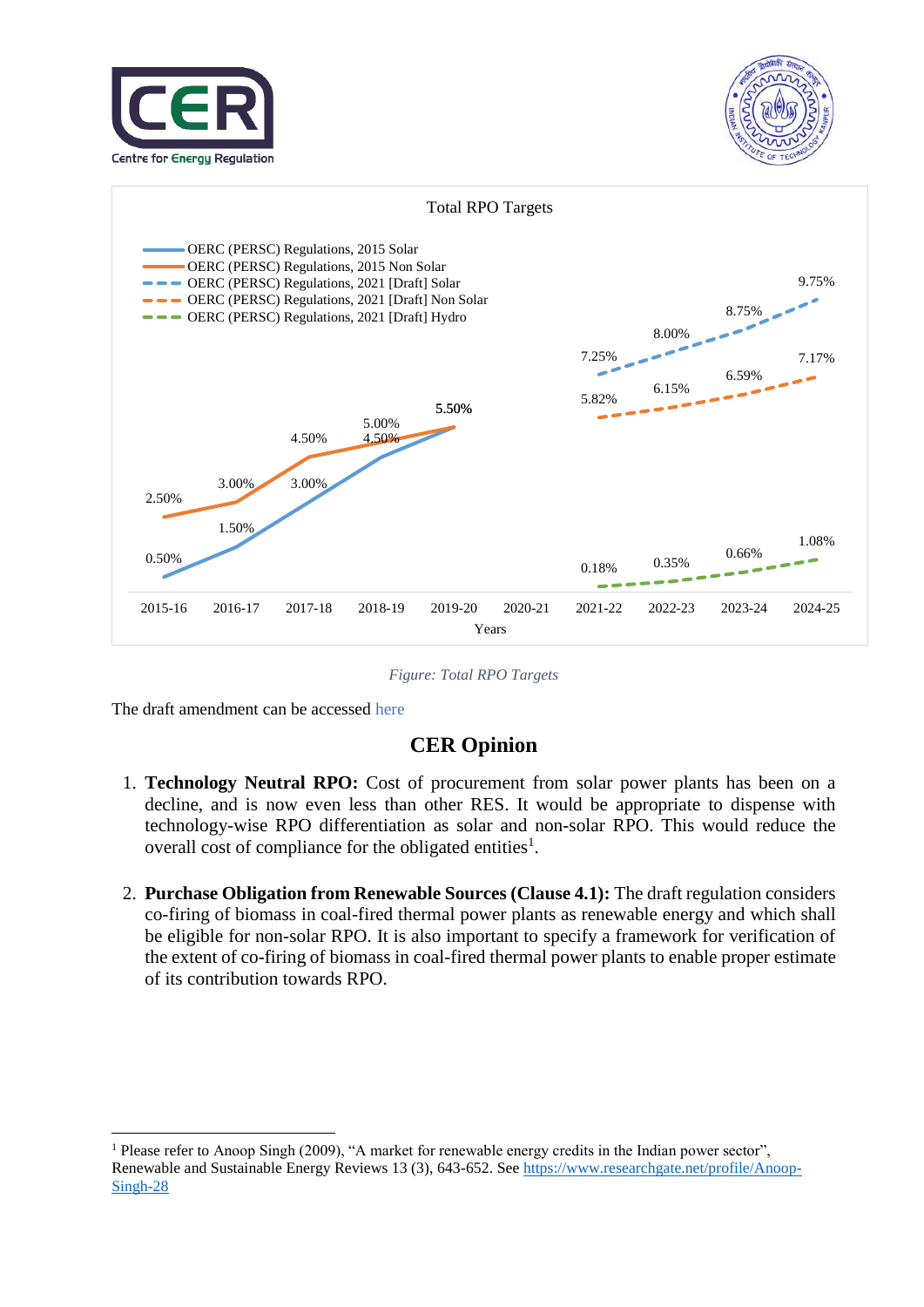**Total RPO Targets**

| Years | OERC (PERSC) Regulations, 2015 Solar | OERC (PERSC) Regulations, 2015 Non Solar | OERC (PERSC) Regulations, 2021 [Draft] Solar | OERC (PERSC) Regulations, 2021 [Draft] Non Solar | OERC (PERSC) Regulations, 2021 [Draft] Hydro |
|---|---|---|---|---|---|
| 2015-16 | 0.50% | 2.50% | | | |
| 2016-17 | 1.50% | 3.00% | | | |
| 2017-18 | 3.00% | 4.50% | | | |
| 2018-19 | 4.50% | 5.00% | | | |
| 2019-20 | 5.50% | 5.50% | | | |
| 2020-21 | | | | | |
| 2021-22 | | | 7.25% | 5.82% | 0.18% |
| 2022-23 | | | 8.00% | 6.15% | 0.35% |
| 2023-24 | | | 8.75% | 6.59% | 0.66% |
| 2024-25 | | | 9.75% | 7.17% | 1.08% |

*Figure: Total RPO Targets*

The draft amendment can be accessed here

## CER Opinion

1. **Technology Neutral RPO:** Cost of procurement from solar power plants has been on a decline, and is now even less than other RES. It would be appropriate to dispense with technology-wise RPO differentiation as solar and non-solar RPO. This would reduce the overall cost of compliance for the obligated entities[1].

2. **Purchase Obligation from Renewable Sources (Clause 4.1):** The draft regulation considers co-firing of biomass in coal-fired thermal power plants as renewable energy and which shall be eligible for non-solar RPO. It is also important to specify a framework for verification of the extent of co-firing of biomass in coal-fired thermal power plants to enable proper estimate of its contribution towards RPO.

---

[1] Please refer to Anoop Singh (2009), "A market for renewable energy credits in the Indian power sector", Renewable and Sustainable Energy Reviews 13 (3), 643-652. See https://www.researchgate.net/profile/Anoop-Singh-28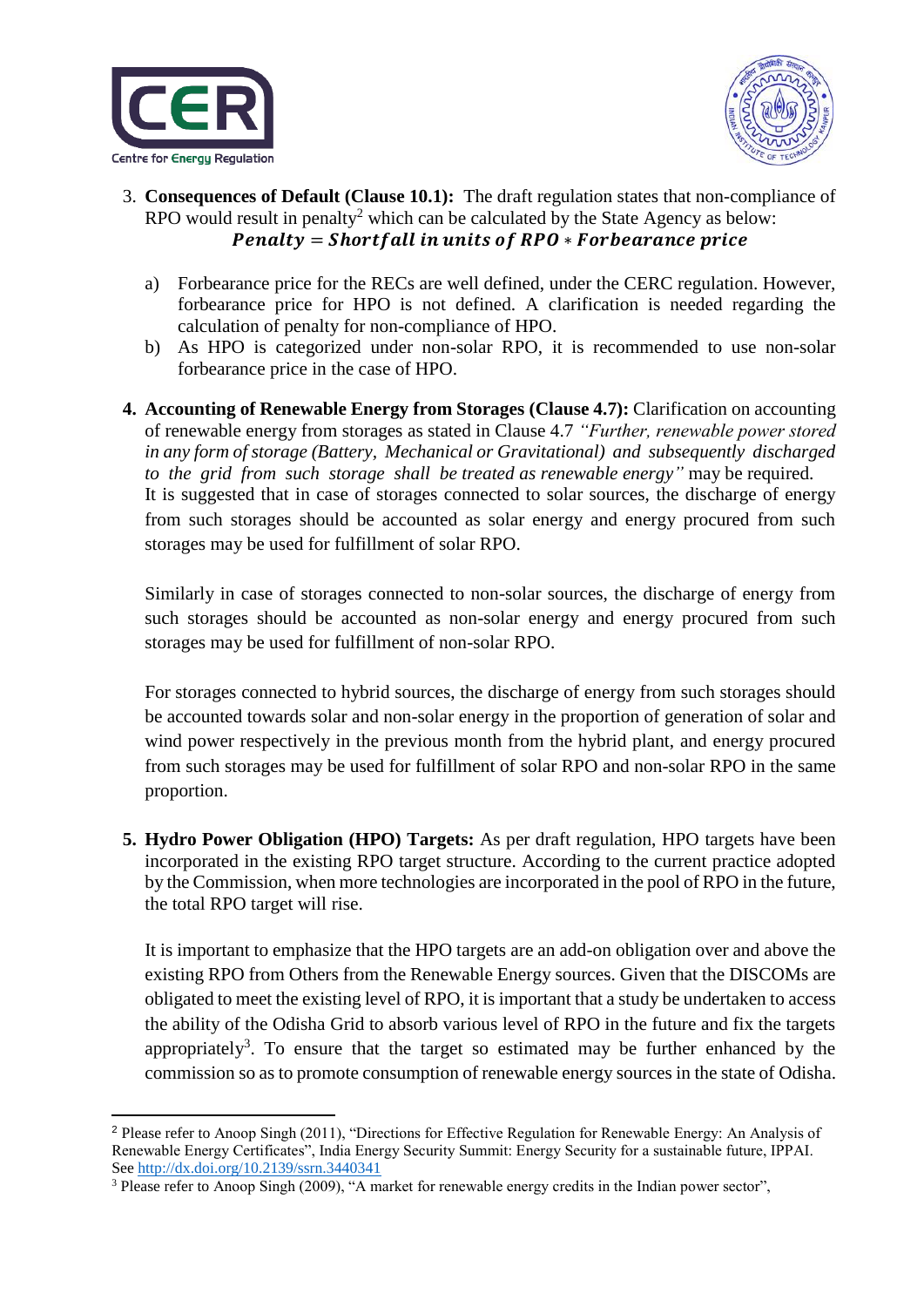3. **Consequences of Default (Clause 10.1):** The draft regulation states that non-compliance of RPO would result in penalty[2] which can be calculated by the State Agency as below:

$$\boldsymbol{Penalty = Shortfall\ in\ units\ of\ RPO * Forbearance\ price}$$

   a) Forbearance price for the RECs are well defined, under the CERC regulation. However, forbearance price for HPO is not defined. A clarification is needed regarding the calculation of penalty for non-compliance of HPO.
   b) As HPO is categorized under non-solar RPO, it is recommended to use non-solar forbearance price in the case of HPO.

4. **Accounting of Renewable Energy from Storages (Clause 4.7):** Clarification on accounting of renewable energy from storages as stated in Clause 4.7 *"Further, renewable power stored in any form of storage (Battery, Mechanical or Gravitational) and subsequently discharged to the grid from such storage shall be treated as renewable energy"* may be required.
   It is suggested that in case of storages connected to solar sources, the discharge of energy from such storages should be accounted as solar energy and energy procured from such storages may be used for fulfillment of solar RPO.

   Similarly in case of storages connected to non-solar sources, the discharge of energy from such storages should be accounted as non-solar energy and energy procured from such storages may be used for fulfillment of non-solar RPO.

   For storages connected to hybrid sources, the discharge of energy from such storages should be accounted towards solar and non-solar energy in the proportion of generation of solar and wind power respectively in the previous month from the hybrid plant, and energy procured from such storages may be used for fulfillment of solar RPO and non-solar RPO in the same proportion.

5. **Hydro Power Obligation (HPO) Targets:** As per draft regulation, HPO targets have been incorporated in the existing RPO target structure. According to the current practice adopted by the Commission, when more technologies are incorporated in the pool of RPO in the future, the total RPO target will rise.

   It is important to emphasize that the HPO targets are an add-on obligation over and above the existing RPO from Others from the Renewable Energy sources. Given that the DISCOMs are obligated to meet the existing level of RPO, it is important that a study be undertaken to access the ability of the Odisha Grid to absorb various level of RPO in the future and fix the targets appropriately[3]. To ensure that the target so estimated may be further enhanced by the commission so as to promote consumption of renewable energy sources in the state of Odisha.

---

[2] Please refer to Anoop Singh (2011), "Directions for Effective Regulation for Renewable Energy: An Analysis of Renewable Energy Certificates", India Energy Security Summit: Energy Security for a sustainable future, IPPAI. See http://dx.doi.org/10.2139/ssrn.3440341

[3] Please refer to Anoop Singh (2009), "A market for renewable energy credits in the Indian power sector",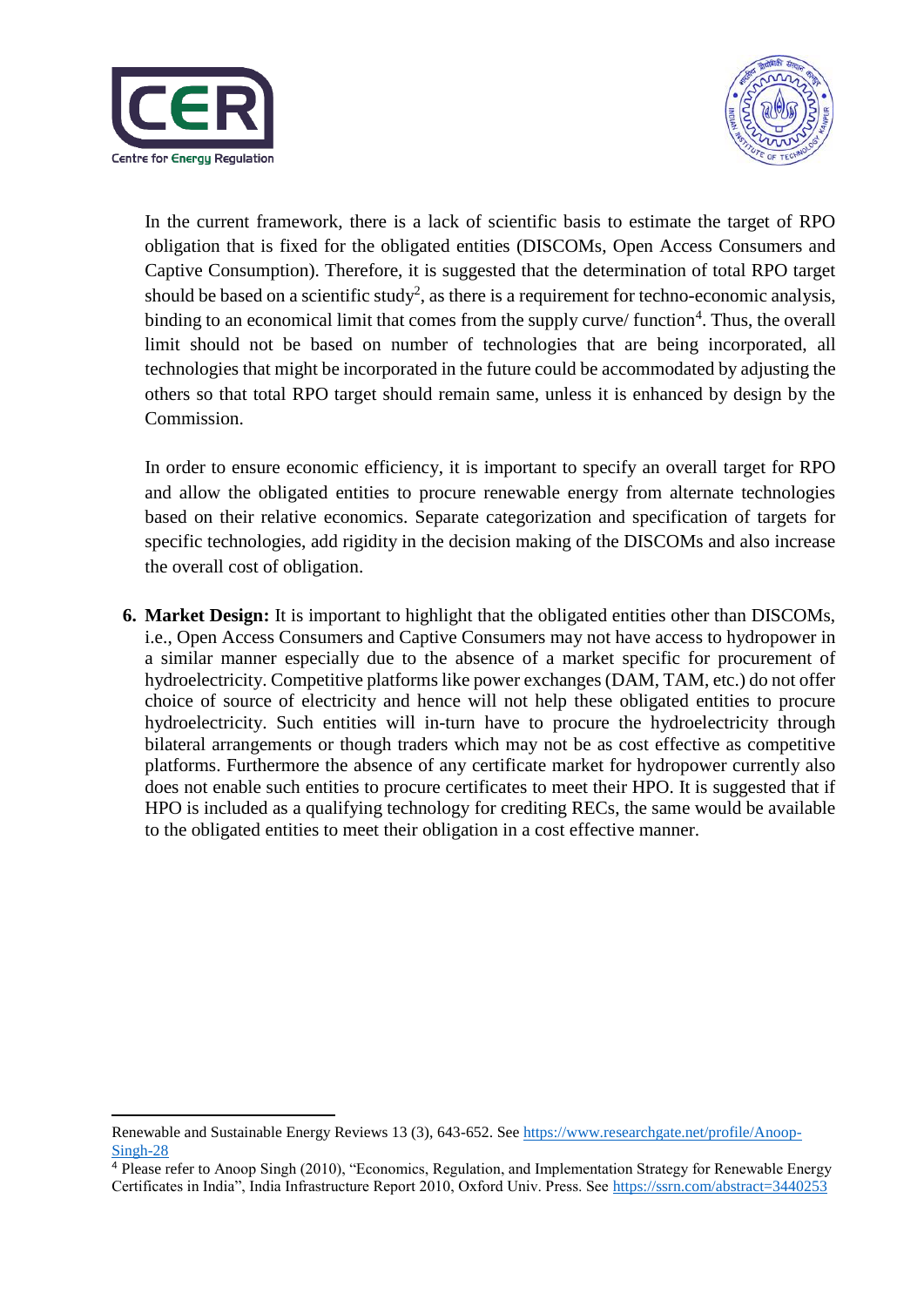In the current framework, there is a lack of scientific basis to estimate the target of RPO obligation that is fixed for the obligated entities (DISCOMs, Open Access Consumers and Captive Consumption). Therefore, it is suggested that the determination of total RPO target should be based on a scientific study[2], as there is a requirement for techno-economic analysis, binding to an economical limit that comes from the supply curve/ function[4]. Thus, the overall limit should not be based on number of technologies that are being incorporated, all technologies that might be incorporated in the future could be accommodated by adjusting the others so that total RPO target should remain same, unless it is enhanced by design by the Commission.

In order to ensure economic efficiency, it is important to specify an overall target for RPO and allow the obligated entities to procure renewable energy from alternate technologies based on their relative economics. Separate categorization and specification of targets for specific technologies, add rigidity in the decision making of the DISCOMs and also increase the overall cost of obligation.

6. **Market Design:** It is important to highlight that the obligated entities other than DISCOMs, i.e., Open Access Consumers and Captive Consumers may not have access to hydropower in a similar manner especially due to the absence of a market specific for procurement of hydroelectricity. Competitive platforms like power exchanges (DAM, TAM, etc.) do not offer choice of source of electricity and hence will not help these obligated entities to procure hydroelectricity. Such entities will in-turn have to procure the hydroelectricity through bilateral arrangements or though traders which may not be as cost effective as competitive platforms. Furthermore the absence of any certificate market for hydropower currently also does not enable such entities to procure certificates to meet their HPO. It is suggested that if HPO is included as a qualifying technology for crediting RECs, the same would be available to the obligated entities to meet their obligation in a cost effective manner.

---

Renewable and Sustainable Energy Reviews 13 (3), 643-652. See https://www.researchgate.net/profile/Anoop-Singh-28

[4] Please refer to Anoop Singh (2010), "Economics, Regulation, and Implementation Strategy for Renewable Energy Certificates in India", India Infrastructure Report 2010, Oxford Univ. Press. See https://ssrn.com/abstract=3440253